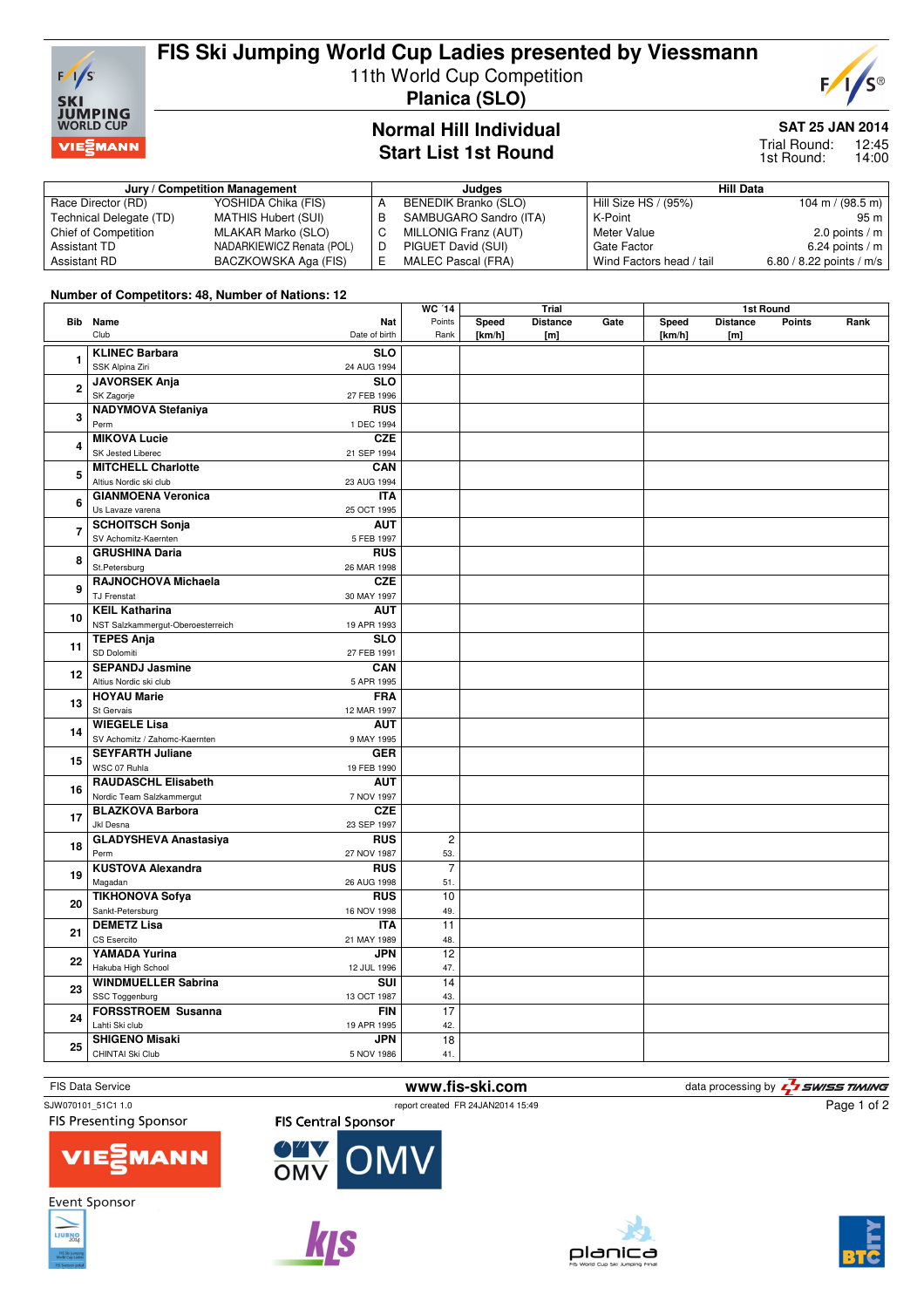# FIS Ski Jumping World Cup Ladies presented by Viessmann

11th World Cup Competition

**Planica (SLO)**

## Normal Hill Individual
## Start List 1st Round

**SAT 25 JAN 2014**

Trial Round: 12:45
1st Round: 14:00

| Jury / Competition Management | | Judges | | Hill Data | |
|---|---|---|---|---|---|
| Race Director (RD) | YOSHIDA Chika (FIS) | A | BENEDIK Branko (SLO) | Hill Size HS / (95%) | 104 m / (98.5 m) |
| Technical Delegate (TD) | MATHIS Hubert (SUI) | B | SAMBUGARO Sandro (ITA) | K-Point | 95 m |
| Chief of Competition | MLAKAR Marko (SLO) | C | MILLONIG Franz (AUT) | Meter Value | 2.0 points / m |
| Assistant TD | NADARKIEWICZ Renata (POL) | D | PIGUET David (SUI) | Gate Factor | 6.24 points / m |
| Assistant RD | BACZKOWSKA Aga (FIS) | E | MALEC Pascal (FRA) | Wind Factors head / tail | 6.80 / 8.22 points / m/s |

**Number of Competitors: 48, Number of Nations: 12**

| Bib | Name / Club | Nat / Date of birth | WC '14 Points | WC '14 Rank | Trial Speed [km/h] | Trial Distance [m] | Trial Gate | 1st Round Speed [km/h] | 1st Round Distance [m] | 1st Round Points | 1st Round Rank |
|---|---|---|---|---|---|---|---|---|---|---|---|
| 1 | **KLINEC Barbara** SSK Alpina Ziri | **SLO** 24 AUG 1994 | | | | | | | | | |
| 2 | **JAVORSEK Anja** SK Zagorje | **SLO** 27 FEB 1996 | | | | | | | | | |
| 3 | **NADYMOVA Stefaniya** Perm | **RUS** 1 DEC 1994 | | | | | | | | | |
| 4 | **MIKOVA Lucie** SK Jested Liberec | **CZE** 21 SEP 1994 | | | | | | | | | |
| 5 | **MITCHELL Charlotte** Altius Nordic ski club | **CAN** 23 AUG 1994 | | | | | | | | | |
| 6 | **GIANMOENA Veronica** Us Lavaze varena | **ITA** 25 OCT 1995 | | | | | | | | | |
| 7 | **SCHOITSCH Sonja** SV Achomitz-Kaernten | **AUT** 5 FEB 1997 | | | | | | | | | |
| 8 | **GRUSHINA Daria** St.Petersburg | **RUS** 26 MAR 1998 | | | | | | | | | |
| 9 | **RAJNOCHOVA Michaela** TJ Frenstat | **CZE** 30 MAY 1997 | | | | | | | | | |
| 10 | **KEIL Katharina** NST Salzkammergut-Oberoesterreich | **AUT** 19 APR 1993 | | | | | | | | | |
| 11 | **TEPES Anja** SD Dolomiti | **SLO** 27 FEB 1991 | | | | | | | | | |
| 12 | **SEPANDJ Jasmine** Altius Nordic ski club | **CAN** 5 APR 1995 | | | | | | | | | |
| 13 | **HOYAU Marie** St Gervais | **FRA** 12 MAR 1997 | | | | | | | | | |
| 14 | **WIEGELE Lisa** SV Achomitz / Zahomc-Kaernten | **AUT** 9 MAY 1995 | | | | | | | | | |
| 15 | **SEYFARTH Juliane** WSC 07 Ruhla | **GER** 19 FEB 1990 | | | | | | | | | |
| 16 | **RAUDASCHL Elisabeth** Nordic Team Salzkammergut | **AUT** 7 NOV 1997 | | | | | | | | | |
| 17 | **BLAZKOVA Barbora** Jkl Desna | **CZE** 23 SEP 1997 | | | | | | | | | |
| 18 | **GLADYSHEVA Anastasiya** Perm | **RUS** 27 NOV 1987 | 2 | 53. | | | | | | | |
| 19 | **KUSTOVA Alexandra** Magadan | **RUS** 26 AUG 1998 | 7 | 51. | | | | | | | |
| 20 | **TIKHONOVA Sofya** Sankt-Petersburg | **RUS** 16 NOV 1998 | 10 | 49. | | | | | | | |
| 21 | **DEMETZ Lisa** CS Esercito | **ITA** 21 MAY 1989 | 11 | 48. | | | | | | | |
| 22 | **YAMADA Yurina** Hakuba High School | **JPN** 12 JUL 1996 | 12 | 47. | | | | | | | |
| 23 | **WINDMUELLER Sabrina** SSC Toggenburg | **SUI** 13 OCT 1987 | 14 | 43. | | | | | | | |
| 24 | **FORSSTROEM Susanna** Lahti Ski club | **FIN** 19 APR 1995 | 17 | 42. | | | | | | | |
| 25 | **SHIGENO Misaki** CHINTAI Ski Club | **JPN** 5 NOV 1986 | 18 | 41. | | | | | | | |

FIS Data Service — www.fis-ski.com — data processing by SWISS TIMING

SJW070101_51C1 1.0 — report created FR 24JAN2014 15:49

FIS Presenting Sponsor: VIESSMANN — FIS Central Sponsor: OMV

Event Sponsor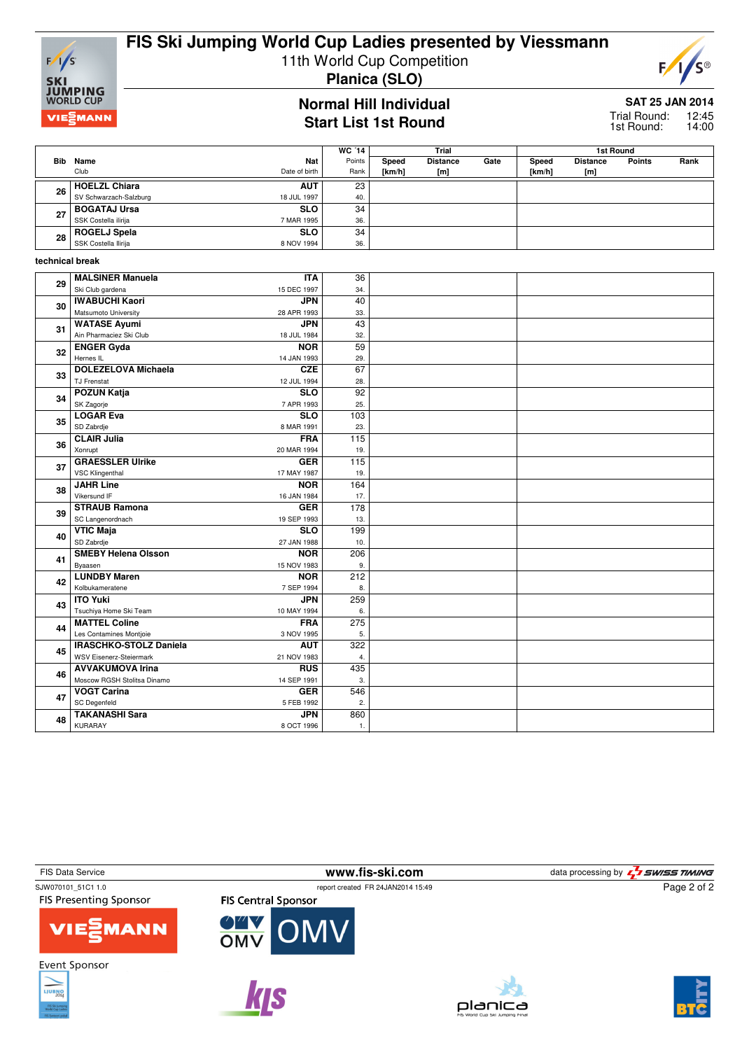# FIS Ski Jumping World Cup Ladies presented by Viessmann

11th World Cup Competition

**Planica (SLO)**

## Normal Hill Individual
## Start List 1st Round

**SAT 25 JAN 2014**

Trial Round: 12:45
1st Round: 14:00

| Bib | Name / Club | Nat / Date of birth | WC '14 Points / Rank | Trial Speed [km/h] | Trial Distance [m] | Trial Gate | 1st Round Speed [km/h] | 1st Round Distance [m] | 1st Round Points | 1st Round Rank |
|---|---|---|---|---|---|---|---|---|---|---|
| 26 | **HOELZL Chiara** SV Schwarzach-Salzburg | **AUT** 18 JUL 1997 | 23 40. | | | | | | | |
| 27 | **BOGATAJ Ursa** SSK Costella ilirija | **SLO** 7 MAR 1995 | 34 36. | | | | | | | |
| 28 | **ROGELJ Spela** SSK Costella Ilirija | **SLO** 8 NOV 1994 | 34 36. | | | | | | | |

**technical break**

| Bib | Name / Club | Nat / Date of birth | WC '14 Points / Rank | Trial Speed [km/h] | Trial Distance [m] | Trial Gate | 1st Round Speed [km/h] | 1st Round Distance [m] | 1st Round Points | 1st Round Rank |
|---|---|---|---|---|---|---|---|---|---|---|
| 29 | **MALSINER Manuela** Ski Club gardena | **ITA** 15 DEC 1997 | 36 34. | | | | | | | |
| 30 | **IWABUCHI Kaori** Matsumoto University | **JPN** 28 APR 1993 | 40 33. | | | | | | | |
| 31 | **WATASE Ayumi** Ain Pharmaciez Ski Club | **JPN** 18 JUL 1984 | 43 32. | | | | | | | |
| 32 | **ENGER Gyda** Hernes IL | **NOR** 14 JAN 1993 | 59 29. | | | | | | | |
| 33 | **DOLEZELOVA Michaela** TJ Frenstat | **CZE** 12 JUL 1994 | 67 28. | | | | | | | |
| 34 | **POZUN Katja** SK Zagorje | **SLO** 7 APR 1993 | 92 25. | | | | | | | |
| 35 | **LOGAR Eva** SD Zabrdje | **SLO** 8 MAR 1991 | 103 23. | | | | | | | |
| 36 | **CLAIR Julia** Xonrupt | **FRA** 20 MAR 1994 | 115 19. | | | | | | | |
| 37 | **GRAESSLER Ulrike** VSC Klingenthal | **GER** 17 MAY 1987 | 115 19. | | | | | | | |
| 38 | **JAHR Line** Vikersund IF | **NOR** 16 JAN 1984 | 164 17. | | | | | | | |
| 39 | **STRAUB Ramona** SC Langenordnach | **GER** 19 SEP 1993 | 178 13. | | | | | | | |
| 40 | **VTIC Maja** SD Zabrdje | **SLO** 27 JAN 1988 | 199 10. | | | | | | | |
| 41 | **SMEBY Helena Olsson** Byaasen | **NOR** 15 NOV 1983 | 206 9. | | | | | | | |
| 42 | **LUNDBY Maren** Kolbukameratene | **NOR** 7 SEP 1994 | 212 8. | | | | | | | |
| 43 | **ITO Yuki** Tsuchiya Home Ski Team | **JPN** 10 MAY 1994 | 259 6. | | | | | | | |
| 44 | **MATTEL Coline** Les Contamines Montjoie | **FRA** 3 NOV 1995 | 275 5. | | | | | | | |
| 45 | **IRASCHKO-STOLZ Daniela** WSV Eisenerz-Steiermark | **AUT** 21 NOV 1983 | 322 4. | | | | | | | |
| 46 | **AVVAKUMOVA Irina** Moscow RGSH Stolitsa Dinamo | **RUS** 14 SEP 1991 | 435 3. | | | | | | | |
| 47 | **VOGT Carina** SC Degenfeld | **GER** 5 FEB 1992 | 546 2. | | | | | | | |
| 48 | **TAKANASHI Sara** KURARAY | **JPN** 8 OCT 1996 | 860 1. | | | | | | | |

FIS Data Service www.fis-ski.com data processing by SWISS TIMING

SJW070101_51C1 1.0 report created FR 24JAN2014 15:49

FIS Presenting Sponsor FIS Central Sponsor

Event Sponsor